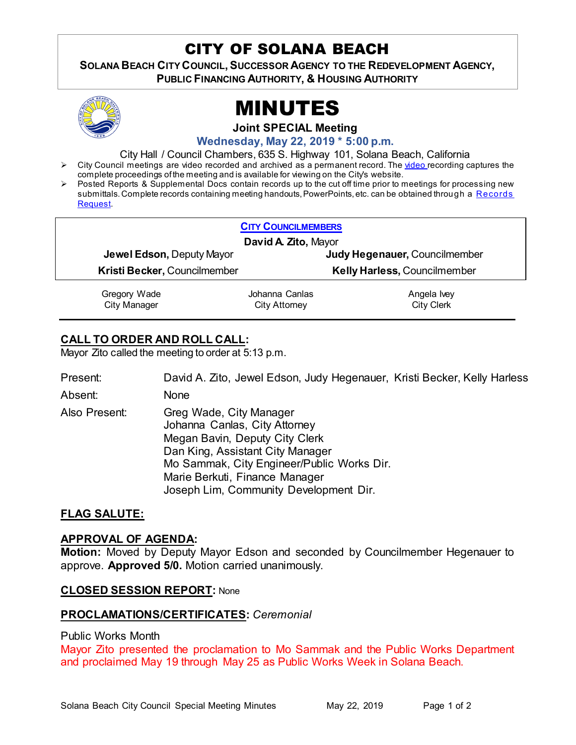# CITY OF SOLANA BEACH

**SOLANA BEACH CITY COUNCIL, SUCCESSOR AGENCY TO THE REDEVELOPMENT AGENCY, PUBLIC FINANCING AUTHORITY, & HOUSING AUTHORITY**

# MINUTES

**Joint SPECIAL Meeting**

**Wednesday, May 22, 2019 * 5:00 p.m.**

City Hall / Council Chambers, 635 S. Highway 101, Solana Beach, California

- City Council meetings are video recorded and archived as a permanent record. The video recording captures the complete proceedings of the meeting and is available for viewing on the City's website.
- Posted Reports & Supplemental Docs contain records up to the cut off time prior to meetings for processing new submittals. Complete records containing meeting handouts, PowerPoints, etc. can be obtained through a Records Request.

**CITY COUNCILMEMBERS**

**David A. Zito,** Mayor

| | |
|---|---|
| **Jewel Edson,** Deputy Mayor | **Judy Hegenauer,** Councilmember |
| **Kristi Becker,** Councilmember | **Kelly Harless,** Councilmember |

| | | |
|---|---|---|
| Gregory Wade<br>City Manager | Johanna Canlas<br>City Attorney | Angela Ivey<br>City Clerk |

## CALL TO ORDER AND ROLL CALL:

Mayor Zito called the meeting to order at 5:13 p.m.

| | |
|---|---|
| Present: | David A. Zito, Jewel Edson, Judy Hegenauer, Kristi Becker, Kelly Harless |
| Absent: | None |
| Also Present: | Greg Wade, City Manager<br>Johanna Canlas, City Attorney<br>Megan Bavin, Deputy City Clerk<br>Dan King, Assistant City Manager<br>Mo Sammak, City Engineer/Public Works Dir.<br>Marie Berkuti, Finance Manager<br>Joseph Lim, Community Development Dir. |

## FLAG SALUTE:

## APPROVAL OF AGENDA:

**Motion:** Moved by Deputy Mayor Edson and seconded by Councilmember Hegenauer to approve. **Approved 5/0.** Motion carried unanimously.

## CLOSED SESSION REPORT: None

## PROCLAMATIONS/CERTIFICATES: *Ceremonial*

Public Works Month

Mayor Zito presented the proclamation to Mo Sammak and the Public Works Department and proclaimed May 19 through May 25 as Public Works Week in Solana Beach.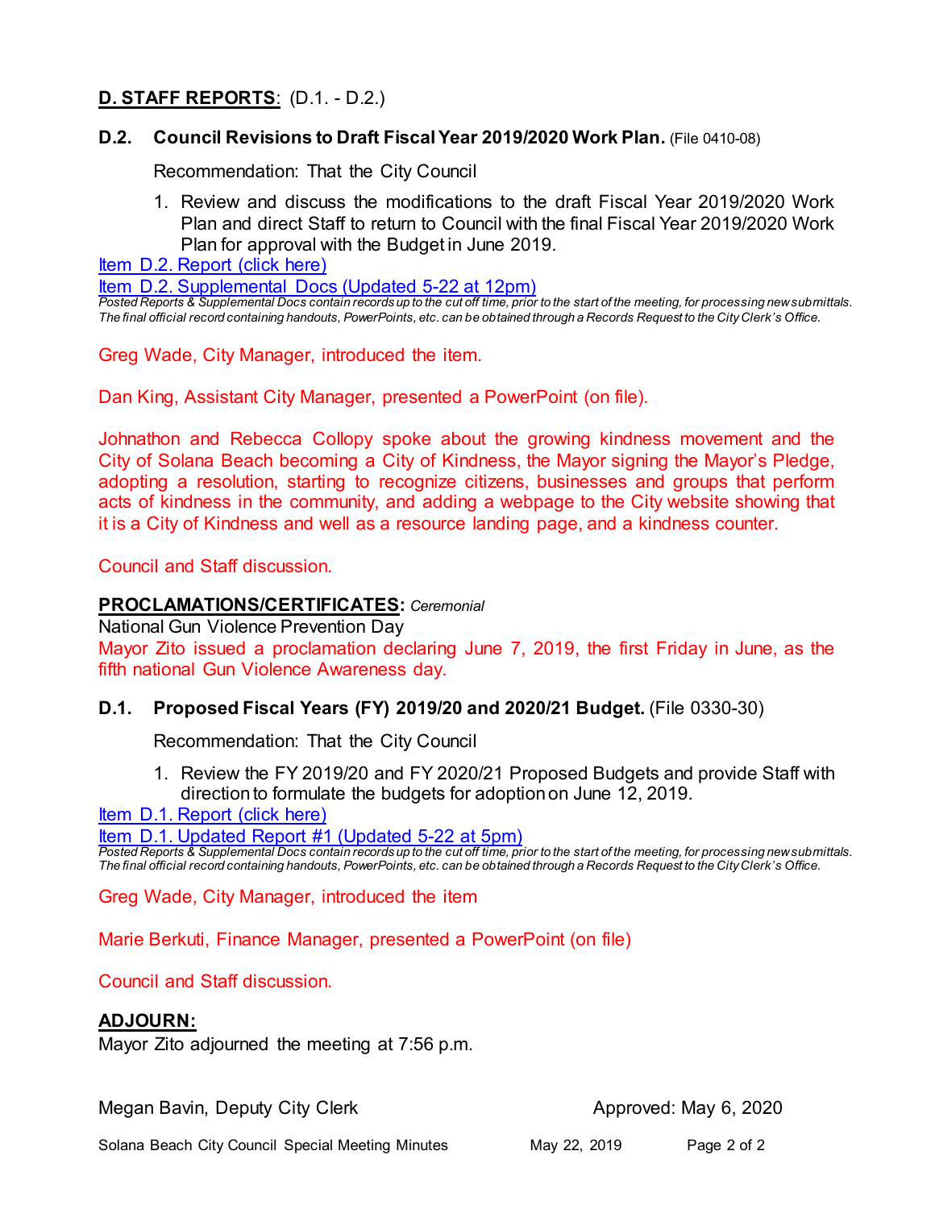## **D. STAFF REPORTS**: (D.1. - D.2.)

### **D.2. Council Revisions to Draft Fiscal Year 2019/2020 Work Plan.** (File 0410-08)

Recommendation: That the City Council

1. Review and discuss the modifications to the draft Fiscal Year 2019/2020 Work Plan and direct Staff to return to Council with the final Fiscal Year 2019/2020 Work Plan for approval with the Budget in June 2019.

Item D.2. Report (click here)

Item D.2. Supplemental Docs (Updated 5-22 at 12pm)

*Posted Reports & Supplemental Docs contain records up to the cut off time, prior to the start of the meeting, for processing new submittals. The final official record containing handouts, PowerPoints, etc. can be obtained through a Records Request to the City Clerk's Office.*

Greg Wade, City Manager, introduced the item.

Dan King, Assistant City Manager, presented a PowerPoint (on file).

Johnathon and Rebecca Collopy spoke about the growing kindness movement and the City of Solana Beach becoming a City of Kindness, the Mayor signing the Mayor's Pledge, adopting a resolution, starting to recognize citizens, businesses and groups that perform acts of kindness in the community, and adding a webpage to the City website showing that it is a City of Kindness and well as a resource landing page, and a kindness counter.

Council and Staff discussion.

**PROCLAMATIONS/CERTIFICATES:** *Ceremonial*

National Gun Violence Prevention Day

Mayor Zito issued a proclamation declaring June 7, 2019, the first Friday in June, as the fifth national Gun Violence Awareness day.

### **D.1. Proposed Fiscal Years (FY) 2019/20 and 2020/21 Budget.** (File 0330-30)

Recommendation: That the City Council

1. Review the FY 2019/20 and FY 2020/21 Proposed Budgets and provide Staff with direction to formulate the budgets for adoption on June 12, 2019.

Item D.1. Report (click here)

Item D.1. Updated Report #1 (Updated 5-22 at 5pm)

*Posted Reports & Supplemental Docs contain records up to the cut off time, prior to the start of the meeting, for processing new submittals. The final official record containing handouts, PowerPoints, etc. can be obtained through a Records Request to the City Clerk's Office.*

Greg Wade, City Manager, introduced the item

Marie Berkuti, Finance Manager, presented a PowerPoint (on file)

Council and Staff discussion.

**ADJOURN:**

Mayor Zito adjourned the meeting at 7:56 p.m.

Megan Bavin, Deputy City Clerk | Approved: May 6, 2020